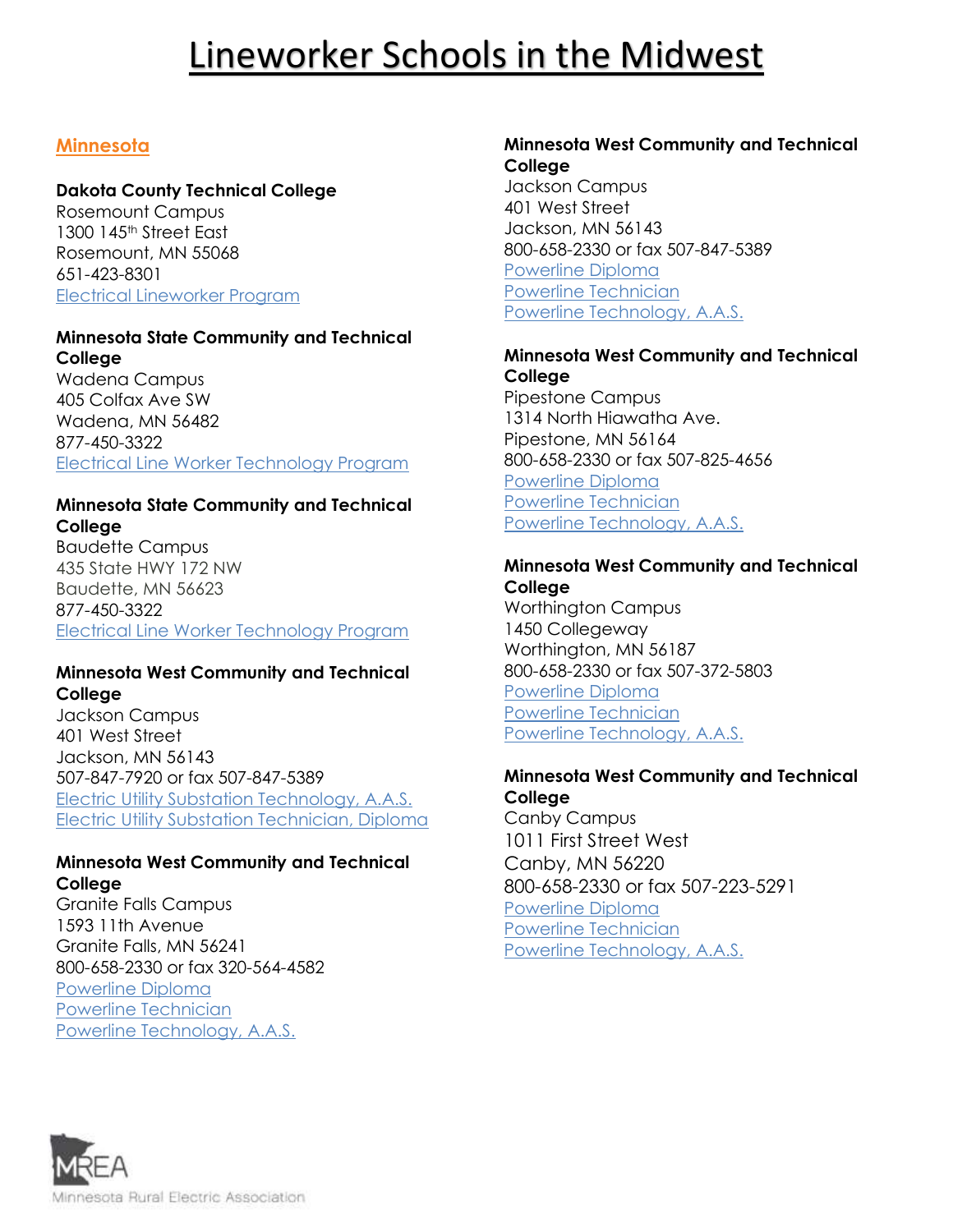# Lineworker Schools in the Midwest

## Minnesota

**Dakota County Technical College**
Rosemount Campus
1300 145th Street East
Rosemount, MN 55068
651-423-8301
Electrical Lineworker Program

**Minnesota State Community and Technical College**
Wadena Campus
405 Colfax Ave SW
Wadena, MN 56482
877-450-3322
Electrical Line Worker Technology Program

**Minnesota State Community and Technical College**
Baudette Campus
435 State HWY 172 NW
Baudette, MN 56623
877-450-3322
Electrical Line Worker Technology Program

**Minnesota West Community and Technical College**
Jackson Campus
401 West Street
Jackson, MN 56143
507-847-7920 or fax 507-847-5389
Electric Utility Substation Technology, A.A.S.
Electric Utility Substation Technician, Diploma

**Minnesota West Community and Technical College**
Granite Falls Campus
1593 11th Avenue
Granite Falls, MN 56241
800-658-2330 or fax 320-564-4582
Powerline Diploma
Powerline Technician
Powerline Technology, A.A.S.

**Minnesota West Community and Technical College**
Jackson Campus
401 West Street
Jackson, MN 56143
800-658-2330 or fax 507-847-5389
Powerline Diploma
Powerline Technician
Powerline Technology, A.A.S.

**Minnesota West Community and Technical College**
Pipestone Campus
1314 North Hiawatha Ave.
Pipestone, MN 56164
800-658-2330 or fax 507-825-4656
Powerline Diploma
Powerline Technician
Powerline Technology, A.A.S.

**Minnesota West Community and Technical College**
Worthington Campus
1450 Collegeway
Worthington, MN 56187
800-658-2330 or fax 507-372-5803
Powerline Diploma
Powerline Technician
Powerline Technology, A.A.S.

**Minnesota West Community and Technical College**
Canby Campus
1011 First Street West
Canby, MN 56220
800-658-2330 or fax 507-223-5291
Powerline Diploma
Powerline Technician
Powerline Technology, A.A.S.

MREA
Minnesota Rural Electric Association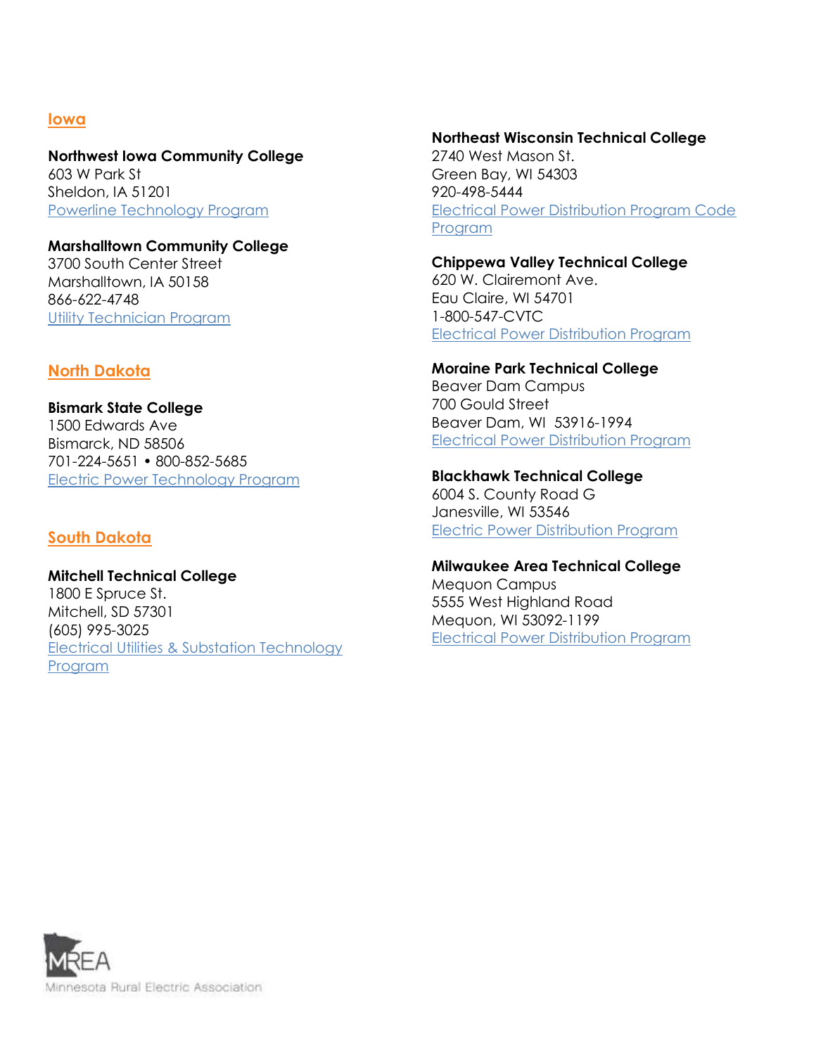## Iowa

**Northwest Iowa Community College**
603 W Park St
Sheldon, IA 51201
Powerline Technology Program

**Marshalltown Community College**
3700 South Center Street
Marshalltown, IA 50158
866-622-4748
Utility Technician Program

## North Dakota

**Bismark State College**
1500 Edwards Ave
Bismarck, ND 58506
701-224-5651 • 800-852-5685
Electric Power Technology Program

## South Dakota

**Mitchell Technical College**
1800 E Spruce St.
Mitchell, SD 57301
(605) 995-3025
Electrical Utilities & Substation Technology Program

**Northeast Wisconsin Technical College**
2740 West Mason St.
Green Bay, WI 54303
920-498-5444
Electrical Power Distribution Program Code Program

**Chippewa Valley Technical College**
620 W. Clairemont Ave.
Eau Claire, WI 54701
1-800-547-CVTC
Electrical Power Distribution Program

**Moraine Park Technical College**
Beaver Dam Campus
700 Gould Street
Beaver Dam, WI 53916-1994
Electrical Power Distribution Program

**Blackhawk Technical College**
6004 S. County Road G
Janesville, WI 53546
Electric Power Distribution Program

**Milwaukee Area Technical College**
Mequon Campus
5555 West Highland Road
Mequon, WI 53092-1199
Electrical Power Distribution Program

MREA
Minnesota Rural Electric Association